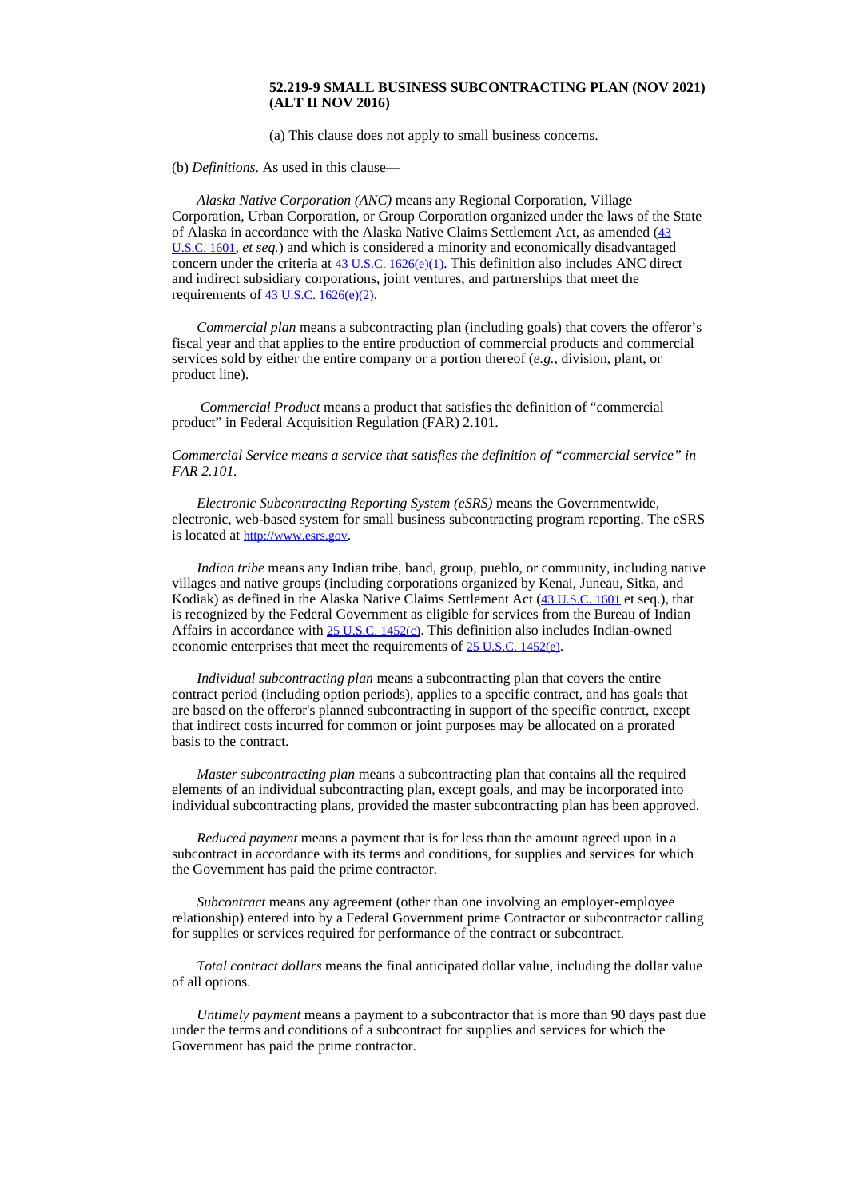**52.219-9 SMALL BUSINESS SUBCONTRACTING PLAN (NOV 2021) (ALT II NOV 2016)**

(a) This clause does not apply to small business concerns.

(b) *Definitions*. As used in this clause—

*Alaska Native Corporation (ANC)* means any Regional Corporation, Village Corporation, Urban Corporation, or Group Corporation organized under the laws of the State of Alaska in accordance with the Alaska Native Claims Settlement Act, as amended (43 U.S.C. 1601, *et seq.*) and which is considered a minority and economically disadvantaged concern under the criteria at 43 U.S.C. 1626(e)(1). This definition also includes ANC direct and indirect subsidiary corporations, joint ventures, and partnerships that meet the requirements of 43 U.S.C. 1626(e)(2).

*Commercial plan* means a subcontracting plan (including goals) that covers the offeror's fiscal year and that applies to the entire production of commercial products and commercial services sold by either the entire company or a portion thereof (*e.g.*, division, plant, or product line).

*Commercial Product* means a product that satisfies the definition of "commercial product" in Federal Acquisition Regulation (FAR) 2.101.

*Commercial Service means a service that satisfies the definition of "commercial service" in FAR 2.101.*

*Electronic Subcontracting Reporting System (eSRS)* means the Governmentwide, electronic, web-based system for small business subcontracting program reporting. The eSRS is located at http://www.esrs.gov.

*Indian tribe* means any Indian tribe, band, group, pueblo, or community, including native villages and native groups (including corporations organized by Kenai, Juneau, Sitka, and Kodiak) as defined in the Alaska Native Claims Settlement Act (43 U.S.C. 1601 et seq.), that is recognized by the Federal Government as eligible for services from the Bureau of Indian Affairs in accordance with 25 U.S.C. 1452(c). This definition also includes Indian-owned economic enterprises that meet the requirements of 25 U.S.C. 1452(e).

*Individual subcontracting plan* means a subcontracting plan that covers the entire contract period (including option periods), applies to a specific contract, and has goals that are based on the offeror's planned subcontracting in support of the specific contract, except that indirect costs incurred for common or joint purposes may be allocated on a prorated basis to the contract.

*Master subcontracting plan* means a subcontracting plan that contains all the required elements of an individual subcontracting plan, except goals, and may be incorporated into individual subcontracting plans, provided the master subcontracting plan has been approved.

*Reduced payment* means a payment that is for less than the amount agreed upon in a subcontract in accordance with its terms and conditions, for supplies and services for which the Government has paid the prime contractor.

*Subcontract* means any agreement (other than one involving an employer-employee relationship) entered into by a Federal Government prime Contractor or subcontractor calling for supplies or services required for performance of the contract or subcontract.

*Total contract dollars* means the final anticipated dollar value, including the dollar value of all options.

*Untimely payment* means a payment to a subcontractor that is more than 90 days past due under the terms and conditions of a subcontract for supplies and services for which the Government has paid the prime contractor.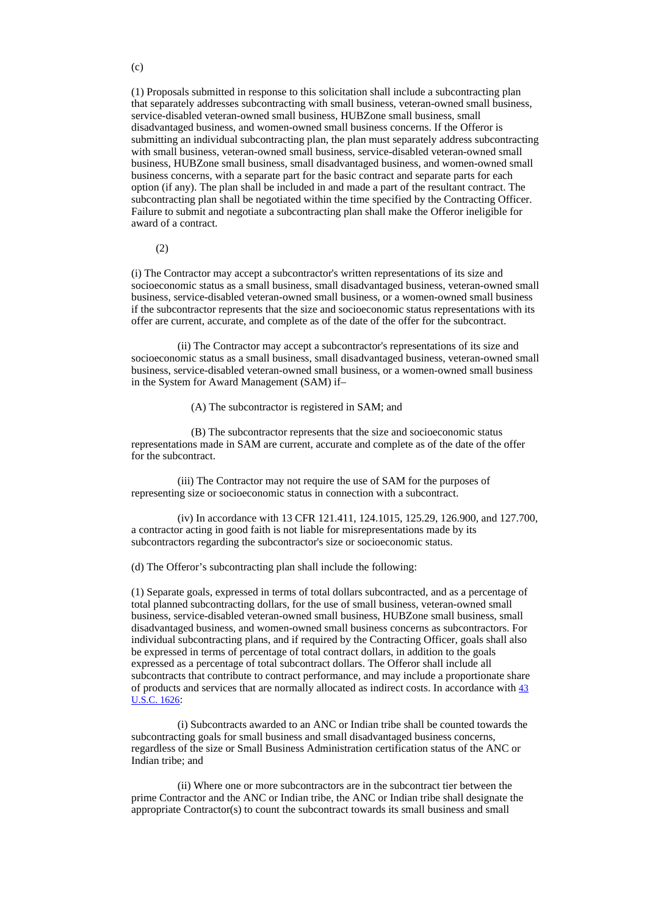(c)

(1) Proposals submitted in response to this solicitation shall include a subcontracting plan that separately addresses subcontracting with small business, veteran-owned small business, service-disabled veteran-owned small business, HUBZone small business, small disadvantaged business, and women-owned small business concerns. If the Offeror is submitting an individual subcontracting plan, the plan must separately address subcontracting with small business, veteran-owned small business, service-disabled veteran-owned small business, HUBZone small business, small disadvantaged business, and women-owned small business concerns, with a separate part for the basic contract and separate parts for each option (if any). The plan shall be included in and made a part of the resultant contract. The subcontracting plan shall be negotiated within the time specified by the Contracting Officer. Failure to submit and negotiate a subcontracting plan shall make the Offeror ineligible for award of a contract.

(2)

(i) The Contractor may accept a subcontractor's written representations of its size and socioeconomic status as a small business, small disadvantaged business, veteran-owned small business, service-disabled veteran-owned small business, or a women-owned small business if the subcontractor represents that the size and socioeconomic status representations with its offer are current, accurate, and complete as of the date of the offer for the subcontract.

(ii) The Contractor may accept a subcontractor's representations of its size and socioeconomic status as a small business, small disadvantaged business, veteran-owned small business, service-disabled veteran-owned small business, or a women-owned small business in the System for Award Management (SAM) if–

(A) The subcontractor is registered in SAM; and

(B) The subcontractor represents that the size and socioeconomic status representations made in SAM are current, accurate and complete as of the date of the offer for the subcontract.

(iii) The Contractor may not require the use of SAM for the purposes of representing size or socioeconomic status in connection with a subcontract.

(iv) In accordance with 13 CFR 121.411, 124.1015, 125.29, 126.900, and 127.700, a contractor acting in good faith is not liable for misrepresentations made by its subcontractors regarding the subcontractor's size or socioeconomic status.

(d) The Offeror's subcontracting plan shall include the following:

(1) Separate goals, expressed in terms of total dollars subcontracted, and as a percentage of total planned subcontracting dollars, for the use of small business, veteran-owned small business, service-disabled veteran-owned small business, HUBZone small business, small disadvantaged business, and women-owned small business concerns as subcontractors. For individual subcontracting plans, and if required by the Contracting Officer, goals shall also be expressed in terms of percentage of total contract dollars, in addition to the goals expressed as a percentage of total subcontract dollars. The Offeror shall include all subcontracts that contribute to contract performance, and may include a proportionate share of products and services that are normally allocated as indirect costs. In accordance with 43 U.S.C. 1626:

(i) Subcontracts awarded to an ANC or Indian tribe shall be counted towards the subcontracting goals for small business and small disadvantaged business concerns, regardless of the size or Small Business Administration certification status of the ANC or Indian tribe; and

(ii) Where one or more subcontractors are in the subcontract tier between the prime Contractor and the ANC or Indian tribe, the ANC or Indian tribe shall designate the appropriate Contractor(s) to count the subcontract towards its small business and small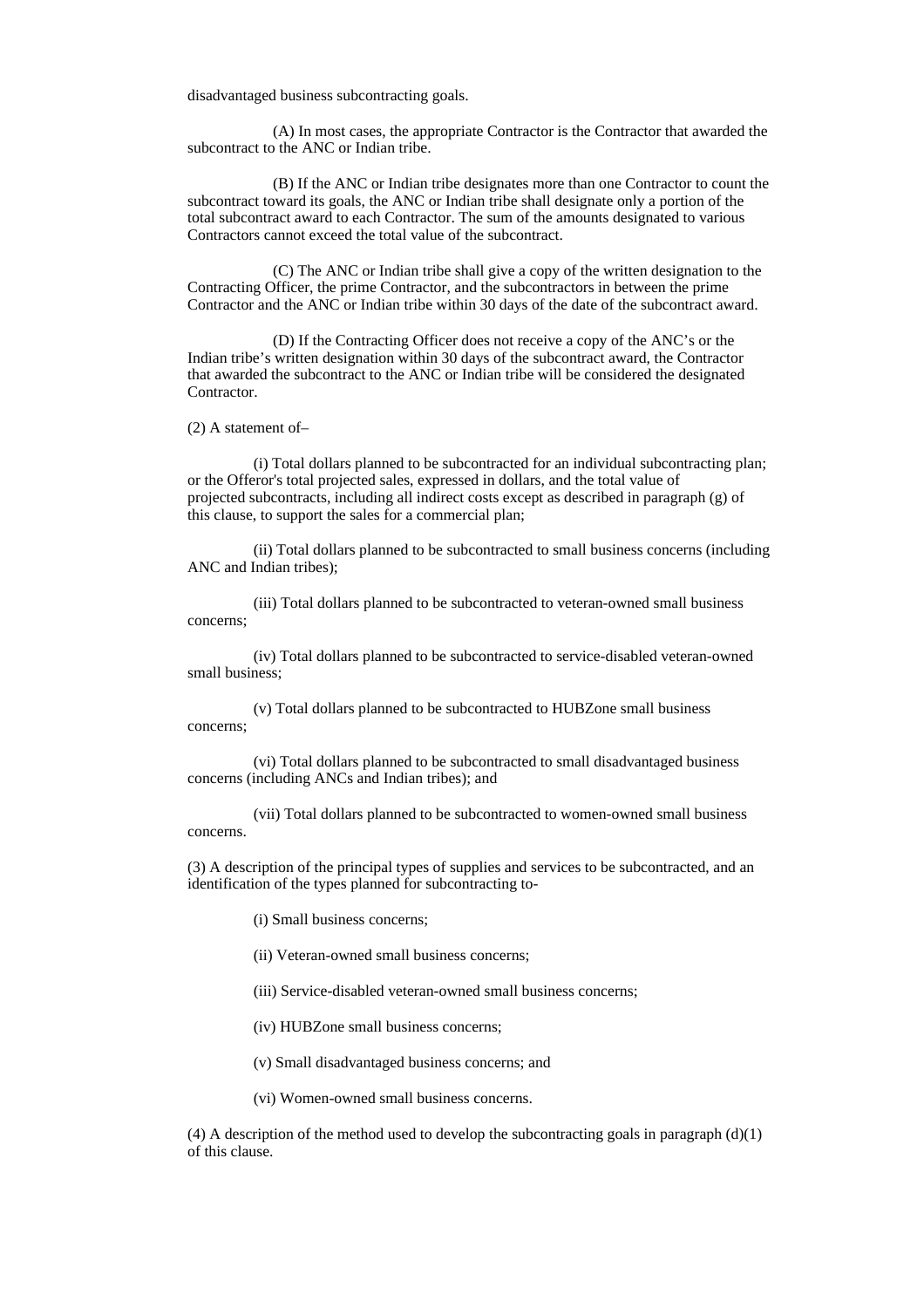disadvantaged business subcontracting goals.

(A) In most cases, the appropriate Contractor is the Contractor that awarded the subcontract to the ANC or Indian tribe.

(B) If the ANC or Indian tribe designates more than one Contractor to count the subcontract toward its goals, the ANC or Indian tribe shall designate only a portion of the total subcontract award to each Contractor. The sum of the amounts designated to various Contractors cannot exceed the total value of the subcontract.

(C) The ANC or Indian tribe shall give a copy of the written designation to the Contracting Officer, the prime Contractor, and the subcontractors in between the prime Contractor and the ANC or Indian tribe within 30 days of the date of the subcontract award.

(D) If the Contracting Officer does not receive a copy of the ANC's or the Indian tribe's written designation within 30 days of the subcontract award, the Contractor that awarded the subcontract to the ANC or Indian tribe will be considered the designated Contractor.

(2) A statement of–

(i) Total dollars planned to be subcontracted for an individual subcontracting plan; or the Offeror's total projected sales, expressed in dollars, and the total value of projected subcontracts, including all indirect costs except as described in paragraph (g) of this clause, to support the sales for a commercial plan;

(ii) Total dollars planned to be subcontracted to small business concerns (including ANC and Indian tribes);

(iii) Total dollars planned to be subcontracted to veteran-owned small business concerns;

(iv) Total dollars planned to be subcontracted to service-disabled veteran-owned small business;

(v) Total dollars planned to be subcontracted to HUBZone small business concerns;

(vi) Total dollars planned to be subcontracted to small disadvantaged business concerns (including ANCs and Indian tribes); and

(vii) Total dollars planned to be subcontracted to women-owned small business concerns.

(3) A description of the principal types of supplies and services to be subcontracted, and an identification of the types planned for subcontracting to-

(i) Small business concerns;

(ii) Veteran-owned small business concerns;

(iii) Service-disabled veteran-owned small business concerns;

(iv) HUBZone small business concerns;

(v) Small disadvantaged business concerns; and

(vi) Women-owned small business concerns.

(4) A description of the method used to develop the subcontracting goals in paragraph (d)(1) of this clause.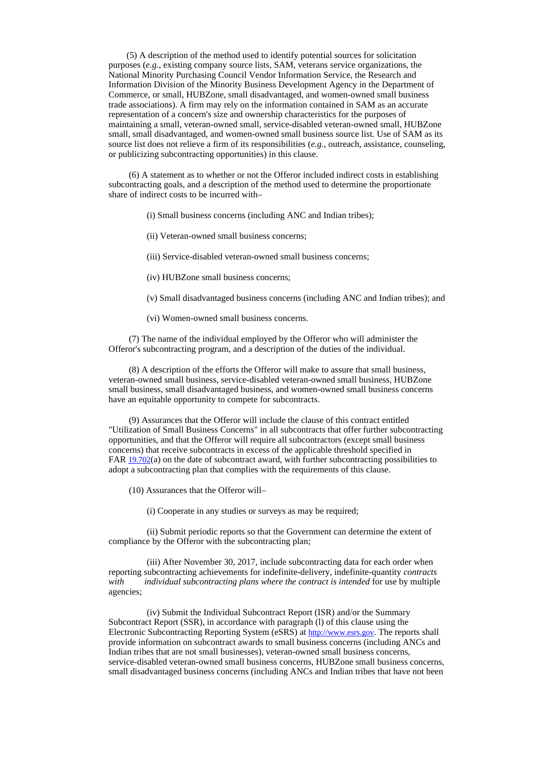(5) A description of the method used to identify potential sources for solicitation purposes (*e.g.*, existing company source lists, SAM, veterans service organizations, the National Minority Purchasing Council Vendor Information Service, the Research and Information Division of the Minority Business Development Agency in the Department of Commerce, or small, HUBZone, small disadvantaged, and women-owned small business trade associations). A firm may rely on the information contained in SAM as an accurate representation of a concern's size and ownership characteristics for the purposes of maintaining a small, veteran-owned small, service-disabled veteran-owned small, HUBZone small, small disadvantaged, and women-owned small business source list. Use of SAM as its source list does not relieve a firm of its responsibilities (*e.g.*, outreach, assistance, counseling, or publicizing subcontracting opportunities) in this clause.

(6) A statement as to whether or not the Offeror included indirect costs in establishing subcontracting goals, and a description of the method used to determine the proportionate share of indirect costs to be incurred with–

(i) Small business concerns (including ANC and Indian tribes);

(ii) Veteran-owned small business concerns;

(iii) Service-disabled veteran-owned small business concerns;

(iv) HUBZone small business concerns;

(v) Small disadvantaged business concerns (including ANC and Indian tribes); and

(vi) Women-owned small business concerns.

(7) The name of the individual employed by the Offeror who will administer the Offeror's subcontracting program, and a description of the duties of the individual.

(8) A description of the efforts the Offeror will make to assure that small business, veteran-owned small business, service-disabled veteran-owned small business, HUBZone small business, small disadvantaged business, and women-owned small business concerns have an equitable opportunity to compete for subcontracts.

(9) Assurances that the Offeror will include the clause of this contract entitled "Utilization of Small Business Concerns" in all subcontracts that offer further subcontracting opportunities, and that the Offeror will require all subcontractors (except small business concerns) that receive subcontracts in excess of the applicable threshold specified in FAR 19.702(a) on the date of subcontract award, with further subcontracting possibilities to adopt a subcontracting plan that complies with the requirements of this clause.

(10) Assurances that the Offeror will–

(i) Cooperate in any studies or surveys as may be required;

(ii) Submit periodic reports so that the Government can determine the extent of compliance by the Offeror with the subcontracting plan;

(iii) After November 30, 2017, include subcontracting data for each order when reporting subcontracting achievements for indefinite-delivery, indefinite-quantity *contracts with individual subcontracting plans where the contract is intended* for use by multiple agencies;

(iv) Submit the Individual Subcontract Report (ISR) and/or the Summary Subcontract Report (SSR), in accordance with paragraph (l) of this clause using the Electronic Subcontracting Reporting System (eSRS) at http://www.esrs.gov. The reports shall provide information on subcontract awards to small business concerns (including ANCs and Indian tribes that are not small businesses), veteran-owned small business concerns, service-disabled veteran-owned small business concerns, HUBZone small business concerns, small disadvantaged business concerns (including ANCs and Indian tribes that have not been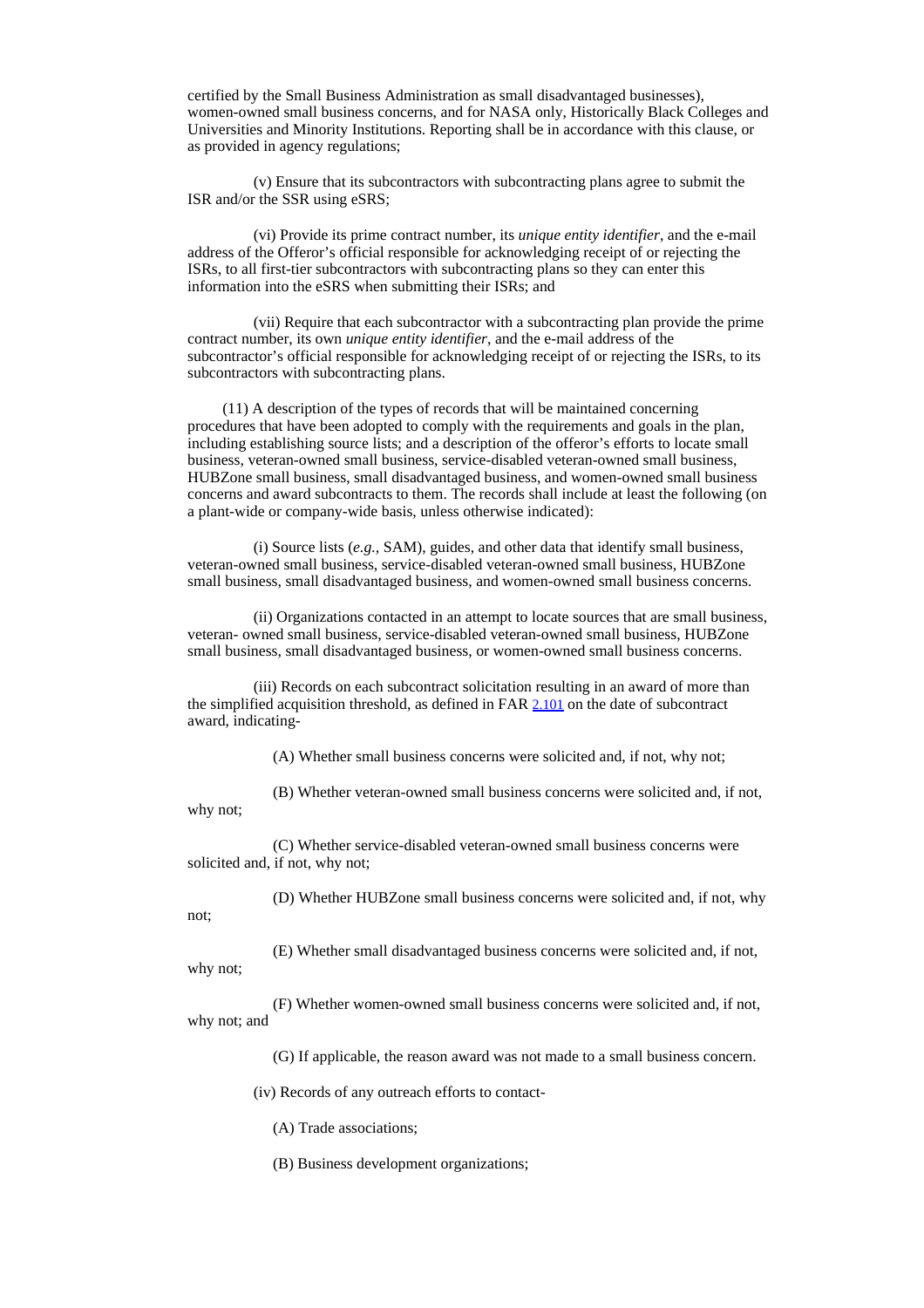certified by the Small Business Administration as small disadvantaged businesses), women-owned small business concerns, and for NASA only, Historically Black Colleges and Universities and Minority Institutions. Reporting shall be in accordance with this clause, or as provided in agency regulations;

(v) Ensure that its subcontractors with subcontracting plans agree to submit the ISR and/or the SSR using eSRS;

(vi) Provide its prime contract number, its *unique entity identifier*, and the e-mail address of the Offeror's official responsible for acknowledging receipt of or rejecting the ISRs, to all first-tier subcontractors with subcontracting plans so they can enter this information into the eSRS when submitting their ISRs; and

(vii) Require that each subcontractor with a subcontracting plan provide the prime contract number, its own *unique entity identifier*, and the e-mail address of the subcontractor's official responsible for acknowledging receipt of or rejecting the ISRs, to its subcontractors with subcontracting plans.

(11) A description of the types of records that will be maintained concerning procedures that have been adopted to comply with the requirements and goals in the plan, including establishing source lists; and a description of the offeror's efforts to locate small business, veteran-owned small business, service-disabled veteran-owned small business, HUBZone small business, small disadvantaged business, and women-owned small business concerns and award subcontracts to them. The records shall include at least the following (on a plant-wide or company-wide basis, unless otherwise indicated):

(i) Source lists (*e.g.*, SAM), guides, and other data that identify small business, veteran-owned small business, service-disabled veteran-owned small business, HUBZone small business, small disadvantaged business, and women-owned small business concerns.

(ii) Organizations contacted in an attempt to locate sources that are small business, veteran- owned small business, service-disabled veteran-owned small business, HUBZone small business, small disadvantaged business, or women-owned small business concerns.

(iii) Records on each subcontract solicitation resulting in an award of more than the simplified acquisition threshold, as defined in FAR [2.101](2.101) on the date of subcontract award, indicating-

(A) Whether small business concerns were solicited and, if not, why not;

(B) Whether veteran-owned small business concerns were solicited and, if not, why not;

(C) Whether service-disabled veteran-owned small business concerns were solicited and, if not, why not;

(D) Whether HUBZone small business concerns were solicited and, if not, why not;

(E) Whether small disadvantaged business concerns were solicited and, if not, why not;

(F) Whether women-owned small business concerns were solicited and, if not, why not; and

(G) If applicable, the reason award was not made to a small business concern.

(iv) Records of any outreach efforts to contact-

(A) Trade associations;

(B) Business development organizations;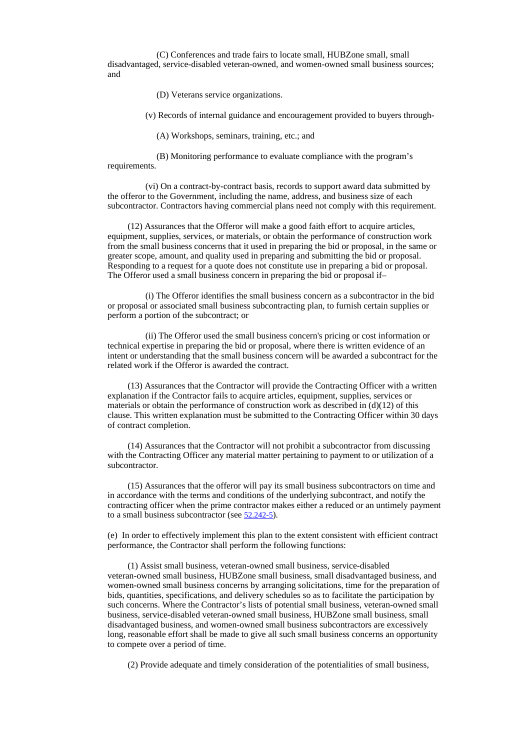(C) Conferences and trade fairs to locate small, HUBZone small, small disadvantaged, service-disabled veteran-owned, and women-owned small business sources; and

(D) Veterans service organizations.

(v) Records of internal guidance and encouragement provided to buyers through-

(A) Workshops, seminars, training, etc.; and

(B) Monitoring performance to evaluate compliance with the program's requirements.

(vi) On a contract-by-contract basis, records to support award data submitted by the offeror to the Government, including the name, address, and business size of each subcontractor. Contractors having commercial plans need not comply with this requirement.

(12) Assurances that the Offeror will make a good faith effort to acquire articles, equipment, supplies, services, or materials, or obtain the performance of construction work from the small business concerns that it used in preparing the bid or proposal, in the same or greater scope, amount, and quality used in preparing and submitting the bid or proposal. Responding to a request for a quote does not constitute use in preparing a bid or proposal. The Offeror used a small business concern in preparing the bid or proposal if–

(i) The Offeror identifies the small business concern as a subcontractor in the bid or proposal or associated small business subcontracting plan, to furnish certain supplies or perform a portion of the subcontract; or

(ii) The Offeror used the small business concern's pricing or cost information or technical expertise in preparing the bid or proposal, where there is written evidence of an intent or understanding that the small business concern will be awarded a subcontract for the related work if the Offeror is awarded the contract.

(13) Assurances that the Contractor will provide the Contracting Officer with a written explanation if the Contractor fails to acquire articles, equipment, supplies, services or materials or obtain the performance of construction work as described in (d)(12) of this clause. This written explanation must be submitted to the Contracting Officer within 30 days of contract completion.

(14) Assurances that the Contractor will not prohibit a subcontractor from discussing with the Contracting Officer any material matter pertaining to payment to or utilization of a subcontractor.

(15) Assurances that the offeror will pay its small business subcontractors on time and in accordance with the terms and conditions of the underlying subcontract, and notify the contracting officer when the prime contractor makes either a reduced or an untimely payment to a small business subcontractor (see 52.242-5).

(e) In order to effectively implement this plan to the extent consistent with efficient contract performance, the Contractor shall perform the following functions:

(1) Assist small business, veteran-owned small business, service-disabled veteran-owned small business, HUBZone small business, small disadvantaged business, and women-owned small business concerns by arranging solicitations, time for the preparation of bids, quantities, specifications, and delivery schedules so as to facilitate the participation by such concerns. Where the Contractor's lists of potential small business, veteran-owned small business, service-disabled veteran-owned small business, HUBZone small business, small disadvantaged business, and women-owned small business subcontractors are excessively long, reasonable effort shall be made to give all such small business concerns an opportunity to compete over a period of time.

(2) Provide adequate and timely consideration of the potentialities of small business,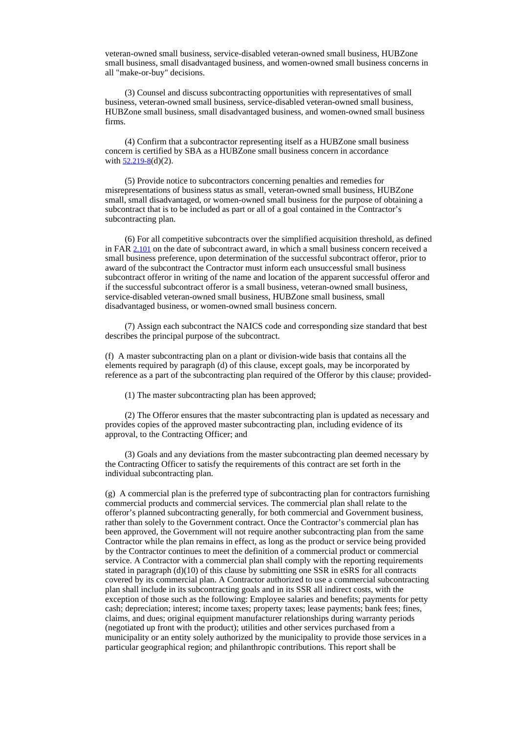veteran-owned small business, service-disabled veteran-owned small business, HUBZone small business, small disadvantaged business, and women-owned small business concerns in all "make-or-buy" decisions.

(3) Counsel and discuss subcontracting opportunities with representatives of small business, veteran-owned small business, service-disabled veteran-owned small business, HUBZone small business, small disadvantaged business, and women-owned small business firms.

(4) Confirm that a subcontractor representing itself as a HUBZone small business concern is certified by SBA as a HUBZone small business concern in accordance with 52.219-8(d)(2).

(5) Provide notice to subcontractors concerning penalties and remedies for misrepresentations of business status as small, veteran-owned small business, HUBZone small, small disadvantaged, or women-owned small business for the purpose of obtaining a subcontract that is to be included as part or all of a goal contained in the Contractor's subcontracting plan.

(6) For all competitive subcontracts over the simplified acquisition threshold, as defined in FAR 2.101 on the date of subcontract award, in which a small business concern received a small business preference, upon determination of the successful subcontract offeror, prior to award of the subcontract the Contractor must inform each unsuccessful small business subcontract offeror in writing of the name and location of the apparent successful offeror and if the successful subcontract offeror is a small business, veteran-owned small business, service-disabled veteran-owned small business, HUBZone small business, small disadvantaged business, or women-owned small business concern.

(7) Assign each subcontract the NAICS code and corresponding size standard that best describes the principal purpose of the subcontract.

(f) A master subcontracting plan on a plant or division-wide basis that contains all the elements required by paragraph (d) of this clause, except goals, may be incorporated by reference as a part of the subcontracting plan required of the Offeror by this clause; provided-

(1) The master subcontracting plan has been approved;

(2) The Offeror ensures that the master subcontracting plan is updated as necessary and provides copies of the approved master subcontracting plan, including evidence of its approval, to the Contracting Officer; and

(3) Goals and any deviations from the master subcontracting plan deemed necessary by the Contracting Officer to satisfy the requirements of this contract are set forth in the individual subcontracting plan.

(g) A commercial plan is the preferred type of subcontracting plan for contractors furnishing commercial products and commercial services. The commercial plan shall relate to the offeror's planned subcontracting generally, for both commercial and Government business, rather than solely to the Government contract. Once the Contractor's commercial plan has been approved, the Government will not require another subcontracting plan from the same Contractor while the plan remains in effect, as long as the product or service being provided by the Contractor continues to meet the definition of a commercial product or commercial service. A Contractor with a commercial plan shall comply with the reporting requirements stated in paragraph (d)(10) of this clause by submitting one SSR in eSRS for all contracts covered by its commercial plan. A Contractor authorized to use a commercial subcontracting plan shall include in its subcontracting goals and in its SSR all indirect costs, with the exception of those such as the following: Employee salaries and benefits; payments for petty cash; depreciation; interest; income taxes; property taxes; lease payments; bank fees; fines, claims, and dues; original equipment manufacturer relationships during warranty periods (negotiated up front with the product); utilities and other services purchased from a municipality or an entity solely authorized by the municipality to provide those services in a particular geographical region; and philanthropic contributions. This report shall be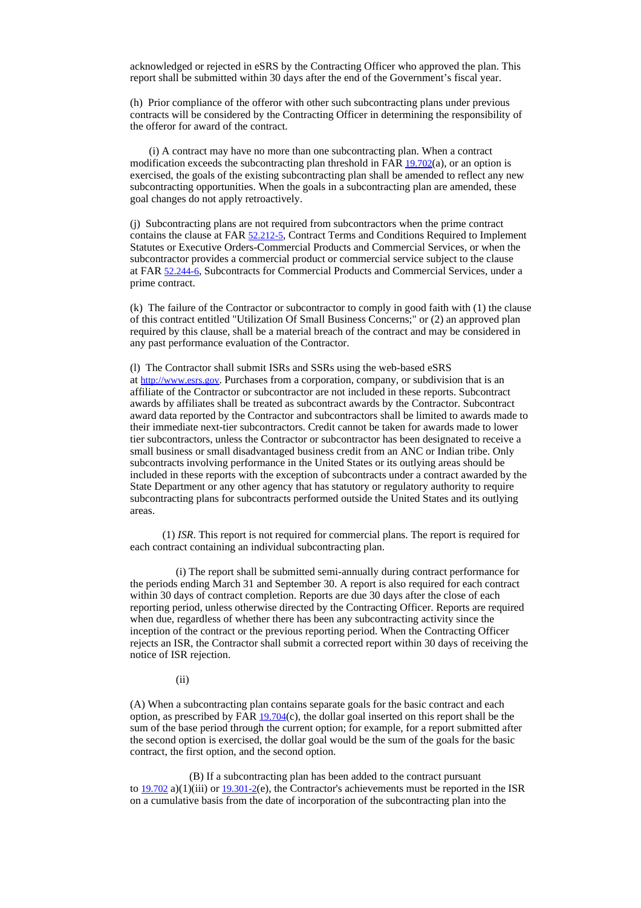acknowledged or rejected in eSRS by the Contracting Officer who approved the plan. This report shall be submitted within 30 days after the end of the Government's fiscal year.

(h) Prior compliance of the offeror with other such subcontracting plans under previous contracts will be considered by the Contracting Officer in determining the responsibility of the offeror for award of the contract.

(i) A contract may have no more than one subcontracting plan. When a contract modification exceeds the subcontracting plan threshold in FAR 19.702(a), or an option is exercised, the goals of the existing subcontracting plan shall be amended to reflect any new subcontracting opportunities. When the goals in a subcontracting plan are amended, these goal changes do not apply retroactively.

(j) Subcontracting plans are not required from subcontractors when the prime contract contains the clause at FAR 52.212-5, Contract Terms and Conditions Required to Implement Statutes or Executive Orders-Commercial Products and Commercial Services, or when the subcontractor provides a commercial product or commercial service subject to the clause at FAR 52.244-6, Subcontracts for Commercial Products and Commercial Services, under a prime contract.

(k) The failure of the Contractor or subcontractor to comply in good faith with (1) the clause of this contract entitled "Utilization Of Small Business Concerns;" or (2) an approved plan required by this clause, shall be a material breach of the contract and may be considered in any past performance evaluation of the Contractor.

(l) The Contractor shall submit ISRs and SSRs using the web-based eSRS at http://www.esrs.gov. Purchases from a corporation, company, or subdivision that is an affiliate of the Contractor or subcontractor are not included in these reports. Subcontract awards by affiliates shall be treated as subcontract awards by the Contractor. Subcontract award data reported by the Contractor and subcontractors shall be limited to awards made to their immediate next-tier subcontractors. Credit cannot be taken for awards made to lower tier subcontractors, unless the Contractor or subcontractor has been designated to receive a small business or small disadvantaged business credit from an ANC or Indian tribe. Only subcontracts involving performance in the United States or its outlying areas should be included in these reports with the exception of subcontracts under a contract awarded by the State Department or any other agency that has statutory or regulatory authority to require subcontracting plans for subcontracts performed outside the United States and its outlying areas.

(1) *ISR*. This report is not required for commercial plans. The report is required for each contract containing an individual subcontracting plan.

(i) The report shall be submitted semi-annually during contract performance for the periods ending March 31 and September 30. A report is also required for each contract within 30 days of contract completion. Reports are due 30 days after the close of each reporting period, unless otherwise directed by the Contracting Officer. Reports are required when due, regardless of whether there has been any subcontracting activity since the inception of the contract or the previous reporting period. When the Contracting Officer rejects an ISR, the Contractor shall submit a corrected report within 30 days of receiving the notice of ISR rejection.

(ii)

(A) When a subcontracting plan contains separate goals for the basic contract and each option, as prescribed by FAR 19.704(c), the dollar goal inserted on this report shall be the sum of the base period through the current option; for example, for a report submitted after the second option is exercised, the dollar goal would be the sum of the goals for the basic contract, the first option, and the second option.

(B) If a subcontracting plan has been added to the contract pursuant to 19.702 a)(1)(iii) or 19.301-2(e), the Contractor's achievements must be reported in the ISR on a cumulative basis from the date of incorporation of the subcontracting plan into the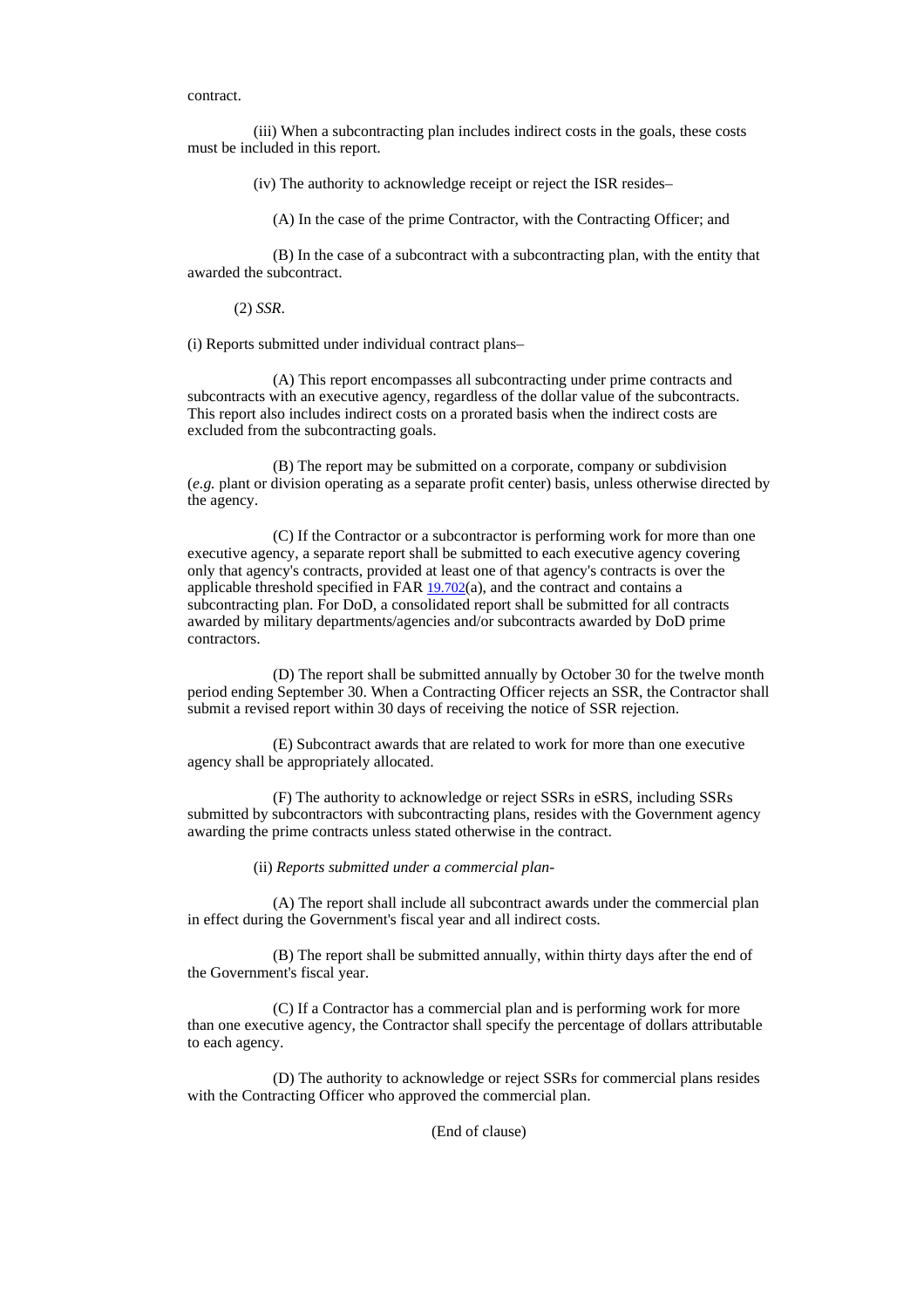contract.

(iii) When a subcontracting plan includes indirect costs in the goals, these costs must be included in this report.

(iv) The authority to acknowledge receipt or reject the ISR resides–

(A) In the case of the prime Contractor, with the Contracting Officer; and

(B) In the case of a subcontract with a subcontracting plan, with the entity that awarded the subcontract.

(2) *SSR*.

(i) Reports submitted under individual contract plans–

(A) This report encompasses all subcontracting under prime contracts and subcontracts with an executive agency, regardless of the dollar value of the subcontracts. This report also includes indirect costs on a prorated basis when the indirect costs are excluded from the subcontracting goals.

(B) The report may be submitted on a corporate, company or subdivision (*e.g.* plant or division operating as a separate profit center) basis, unless otherwise directed by the agency.

(C) If the Contractor or a subcontractor is performing work for more than one executive agency, a separate report shall be submitted to each executive agency covering only that agency's contracts, provided at least one of that agency's contracts is over the applicable threshold specified in FAR 19.702(a), and the contract and contains a subcontracting plan. For DoD, a consolidated report shall be submitted for all contracts awarded by military departments/agencies and/or subcontracts awarded by DoD prime contractors.

(D) The report shall be submitted annually by October 30 for the twelve month period ending September 30. When a Contracting Officer rejects an SSR, the Contractor shall submit a revised report within 30 days of receiving the notice of SSR rejection.

(E) Subcontract awards that are related to work for more than one executive agency shall be appropriately allocated.

(F) The authority to acknowledge or reject SSRs in eSRS, including SSRs submitted by subcontractors with subcontracting plans, resides with the Government agency awarding the prime contracts unless stated otherwise in the contract.

(ii) *Reports submitted under a commercial plan-*

(A) The report shall include all subcontract awards under the commercial plan in effect during the Government's fiscal year and all indirect costs.

(B) The report shall be submitted annually, within thirty days after the end of the Government's fiscal year.

(C) If a Contractor has a commercial plan and is performing work for more than one executive agency, the Contractor shall specify the percentage of dollars attributable to each agency.

(D) The authority to acknowledge or reject SSRs for commercial plans resides with the Contracting Officer who approved the commercial plan.

(End of clause)